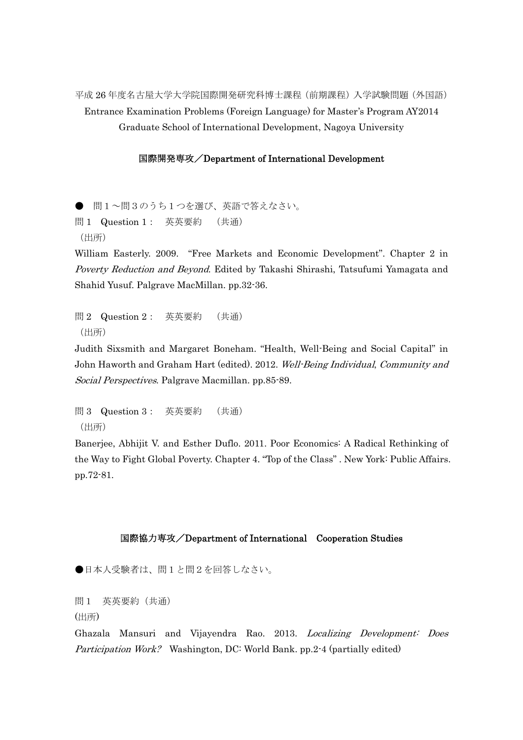平成 26 年度名古屋大学大学院国際開発研究科博士課程（前期課程）入学試験問題（外国語）

Entrance Examination Problems (Foreign Language) for Master's Program AY2014

Graduate School of International Development, Nagoya University

## 国際開発専攻／Department of International Development

● 問１～問３のうち１つを選び、英語で答えなさい。

問１　Question 1：　英英要約　（共通）

（出所）

William Easterly. 2009. "Free Markets and Economic Development". Chapter 2 in *Poverty Reduction and Beyond*. Edited by Takashi Shirashi, Tatsufumi Yamagata and Shahid Yusuf. Palgrave MacMillan. pp.32-36.

問２　Question 2：　英英要約　（共通）

（出所）

Judith Sixsmith and Margaret Boneham. "Health, Well-Being and Social Capital" in John Haworth and Graham Hart (edited). 2012. *Well-Being Individual, Community and Social Perspectives*. Palgrave Macmillan. pp.85-89.

問３　Question 3：　英英要約　（共通）

（出所）

Banerjee, Abhijit V. and Esther Duflo. 2011. Poor Economics: A Radical Rethinking of the Way to Fight Global Poverty. Chapter 4. "Top of the Class" . New York: Public Affairs. pp.72-81.

## 国際協力専攻／Department of International　Cooperation Studies

●日本人受験者は、問１と問２を回答しなさい。

問１　英英要約（共通）

(出所)

Ghazala Mansuri and Vijayendra Rao. 2013. *Localizing Development: Does Participation Work?* Washington, DC: World Bank. pp.2-4 (partially edited)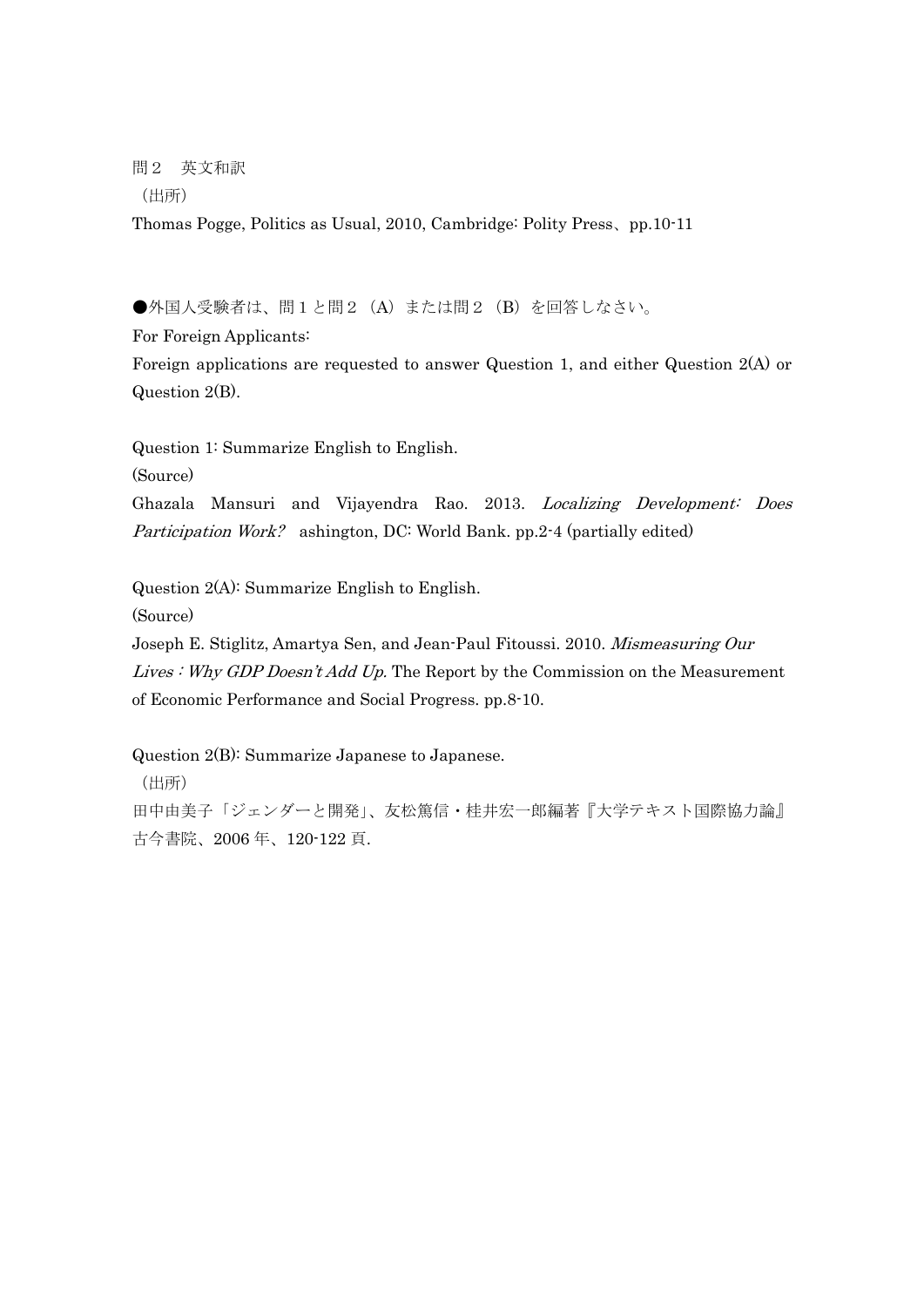問２　英文和訳

（出所）

Thomas Pogge, Politics as Usual, 2010, Cambridge: Polity Press、pp.10-11

●外国人受験者は、問１と問２（A）または問２（B）を回答しなさい。

For Foreign Applicants:

Foreign applications are requested to answer Question 1, and either Question 2(A) or Question 2(B).

Question 1: Summarize English to English.

(Source)

Ghazala Mansuri and Vijayendra Rao. 2013. *Localizing Development: Does Participation Work?* ashington, DC: World Bank. pp.2-4 (partially edited)

Question 2(A): Summarize English to English.

(Source)

Joseph E. Stiglitz, Amartya Sen, and Jean-Paul Fitoussi. 2010. *Mismeasuring Our Lives : Why GDP Doesn't Add Up.* The Report by the Commission on the Measurement of Economic Performance and Social Progress. pp.8-10.

Question 2(B): Summarize Japanese to Japanese.

（出所）

田中由美子「ジェンダーと開発」、友松篤信・桂井宏一郎編著『大学テキスト国際協力論』古今書院、2006 年、120-122 頁.